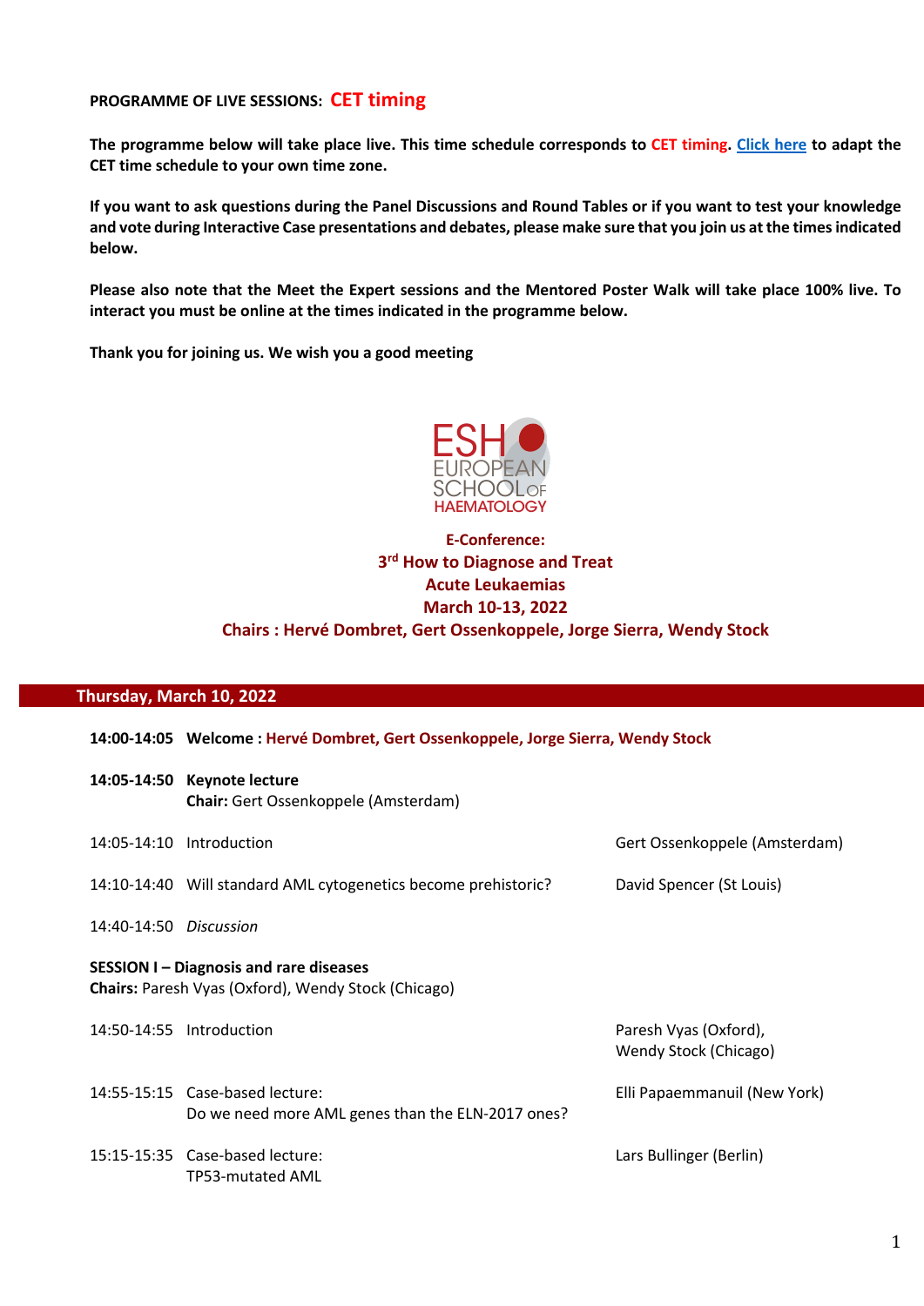**PROGRAMME OF LIVE SESSIONS: CET timing**

**The programme below will take place live. This time schedule corresponds to CET timing. [Click here] to adapt the CET time schedule to your own time zone.**

**If you want to ask questions during the Panel Discussions and Round Tables or if you want to test your knowledge and vote during Interactive Case presentations and debates, please make sure that you join us at the times indicated below.**

**Please also note that the Meet the Expert sessions and the Mentored Poster Walk will take place 100% live. To interact you must be online at the times indicated in the programme below.**

**Thank you for joining us. We wish you a good meeting**

ESH EUROPEAN SCHOOL OF HAEMATOLOGY

**E-Conference:**
**3rd How to Diagnose and Treat**
**Acute Leukaemias**
**March 10-13, 2022**
**Chairs : Hervé Dombret, Gert Ossenkoppele, Jorge Sierra, Wendy Stock**

## Thursday, March 10, 2022

**14:00-14:05** **Welcome : Hervé Dombret, Gert Ossenkoppele, Jorge Sierra, Wendy Stock**

**14:05-14:50** **Keynote lecture**
**Chair:** Gert Ossenkoppele (Amsterdam)

| | | |
|---|---|---|
| 14:05-14:10 | Introduction | Gert Ossenkoppele (Amsterdam) |
| 14:10-14:40 | Will standard AML cytogenetics become prehistoric? | David Spencer (St Louis) |
| 14:40-14:50 | *Discussion* | |

**SESSION I – Diagnosis and rare diseases**
**Chairs:** Paresh Vyas (Oxford), Wendy Stock (Chicago)

| | | |
|---|---|---|
| 14:50-14:55 | Introduction | Paresh Vyas (Oxford), Wendy Stock (Chicago) |
| 14:55-15:15 | Case-based lecture: Do we need more AML genes than the ELN-2017 ones? | Elli Papaemmanuil (New York) |
| 15:15-15:35 | Case-based lecture: TP53-mutated AML | Lars Bullinger (Berlin) |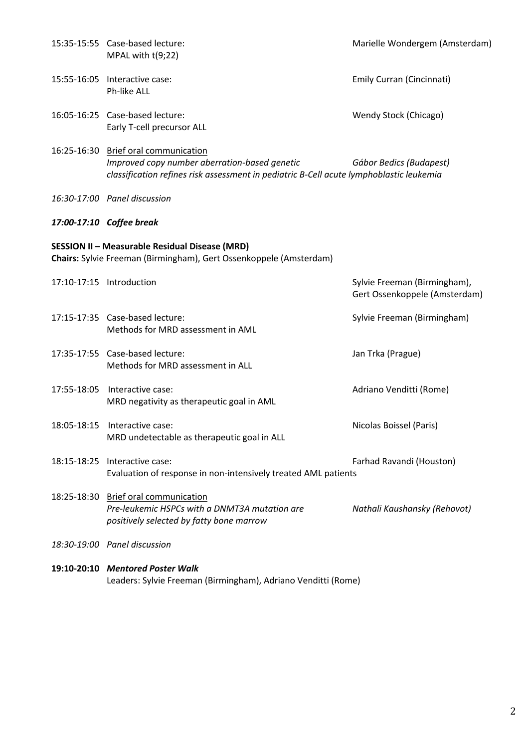15:35-15:55 Case-based lecture: MPAL with t(9;22) — Marielle Wondergem (Amsterdam)

15:55-16:05 Interactive case: Ph-like ALL — Emily Curran (Cincinnati)

16:05-16:25 Case-based lecture: Early T-cell precursor ALL — Wendy Stock (Chicago)

16:25-16:30 Brief oral communication
*Improved copy number aberration-based genetic classification refines risk assessment in pediatric B-Cell acute lymphoblastic leukemia* — *Gábor Bedics (Budapest)*

*16:30-17:00 Panel discussion*

***17:00-17:10 Coffee break***

**SESSION II – Measurable Residual Disease (MRD)**
**Chairs:** Sylvie Freeman (Birmingham), Gert Ossenkoppele (Amsterdam)

17:10-17:15 Introduction — Sylvie Freeman (Birmingham), Gert Ossenkoppele (Amsterdam)

17:15-17:35 Case-based lecture: Methods for MRD assessment in AML — Sylvie Freeman (Birmingham)

17:35-17:55 Case-based lecture: Methods for MRD assessment in ALL — Jan Trka (Prague)

17:55-18:05 Interactive case: MRD negativity as therapeutic goal in AML — Adriano Venditti (Rome)

18:05-18:15 Interactive case: MRD undetectable as therapeutic goal in ALL — Nicolas Boissel (Paris)

18:15-18:25 Interactive case: Evaluation of response in non-intensively treated AML patients — Farhad Ravandi (Houston)

18:25-18:30 Brief oral communication
*Pre-leukemic HSPCs with a DNMT3A mutation are positively selected by fatty bone marrow* — *Nathali Kaushansky (Rehovot)*

*18:30-19:00 Panel discussion*

**19:10-20:10 *Mentored Poster Walk***
Leaders: Sylvie Freeman (Birmingham), Adriano Venditti (Rome)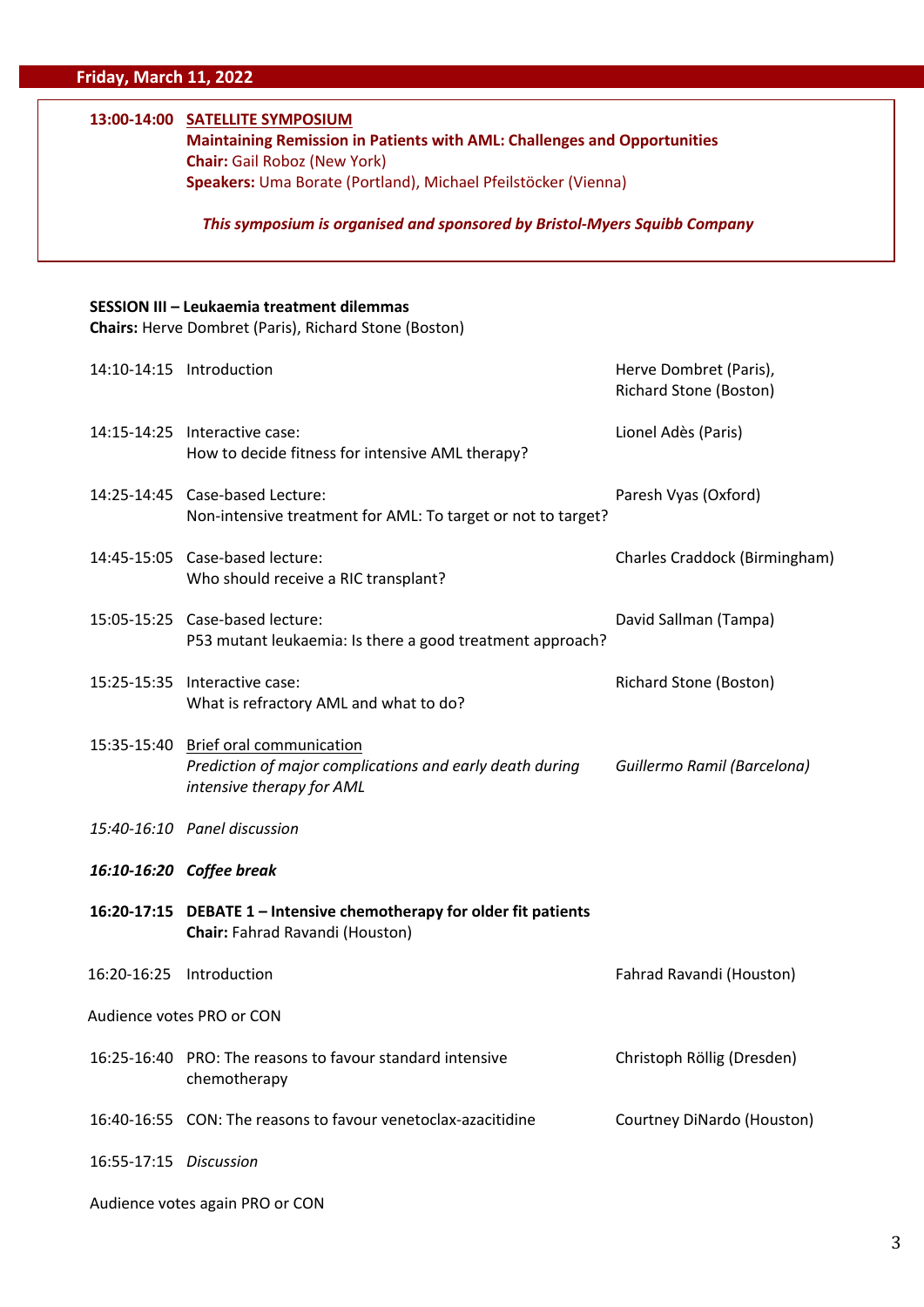## Friday, March 11, 2022

**13:00-14:00** **SATELLITE SYMPOSIUM**
**Maintaining Remission in Patients with AML: Challenges and Opportunities**
**Chair:** Gail Roboz (New York)
**Speakers:** Uma Borate (Portland), Michael Pfeilstöcker (Vienna)

***This symposium is organised and sponsored by Bristol-Myers Squibb Company***

**SESSION III – Leukaemia treatment dilemmas**
**Chairs:** Herve Dombret (Paris), Richard Stone (Boston)

| Time | Topic | Speaker |
|---|---|---|
| 14:10-14:15 | Introduction | Herve Dombret (Paris), Richard Stone (Boston) |
| 14:15-14:25 | Interactive case: How to decide fitness for intensive AML therapy? | Lionel Adès (Paris) |
| 14:25-14:45 | Case-based Lecture: Non-intensive treatment for AML: To target or not to target? | Paresh Vyas (Oxford) |
| 14:45-15:05 | Case-based lecture: Who should receive a RIC transplant? | Charles Craddock (Birmingham) |
| 15:05-15:25 | Case-based lecture: P53 mutant leukaemia: Is there a good treatment approach? | David Sallman (Tampa) |
| 15:25-15:35 | Interactive case: What is refractory AML and what to do? | Richard Stone (Boston) |
| 15:35-15:40 | Brief oral communication *Prediction of major complications and early death during intensive therapy for AML* | *Guillermo Ramil (Barcelona)* |
| *15:40-16:10* | *Panel discussion* | |
| ***16:10-16:20*** | ***Coffee break*** | |

**16:20-17:15** **DEBATE 1 – Intensive chemotherapy for older fit patients**
**Chair:** Fahrad Ravandi (Houston)

| Time | Topic | Speaker |
|---|---|---|
| 16:20-16:25 | Introduction | Fahrad Ravandi (Houston) |
| | Audience votes PRO or CON | |
| 16:25-16:40 | PRO: The reasons to favour standard intensive chemotherapy | Christoph Röllig (Dresden) |
| 16:40-16:55 | CON: The reasons to favour venetoclax-azacitidine | Courtney DiNardo (Houston) |
| 16:55-17:15 | *Discussion* | |
| | Audience votes again PRO or CON | |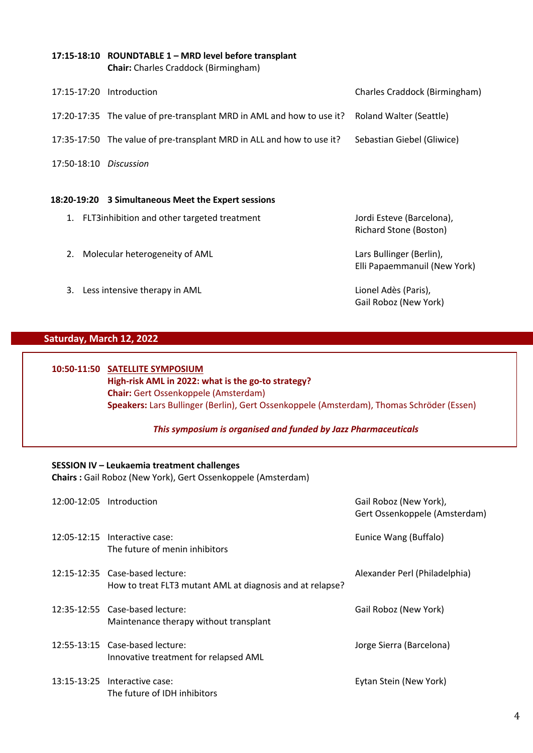**17:15-18:10 ROUNDTABLE 1 – MRD level before transplant**
**Chair:** Charles Craddock (Birmingham)

| | | |
|---|---|---|
| 17:15-17:20 | Introduction | Charles Craddock (Birmingham) |
| 17:20-17:35 | The value of pre-transplant MRD in AML and how to use it? | Roland Walter (Seattle) |
| 17:35-17:50 | The value of pre-transplant MRD in ALL and how to use it? | Sebastian Giebel (Gliwice) |
| 17:50-18:10 | *Discussion* | |

**18:20-19:20 3 Simultaneous Meet the Expert sessions**

1. FLT3inhibition and other targeted treatment — Jordi Esteve (Barcelona), Richard Stone (Boston)
2. Molecular heterogeneity of AML — Lars Bullinger (Berlin), Elli Papaemmanuil (New York)
3. Less intensive therapy in AML — Lionel Adès (Paris), Gail Roboz (New York)

## Saturday, March 12, 2022

**10:50-11:50 SATELLITE SYMPOSIUM**
**High-risk AML in 2022: what is the go-to strategy?**
**Chair:** Gert Ossenkoppele (Amsterdam)
**Speakers:** Lars Bullinger (Berlin), Gert Ossenkoppele (Amsterdam), Thomas Schröder (Essen)

***This symposium is organised and funded by Jazz Pharmaceuticals***

**SESSION IV – Leukaemia treatment challenges**
**Chairs :** Gail Roboz (New York), Gert Ossenkoppele (Amsterdam)

| | | |
|---|---|---|
| 12:00-12:05 | Introduction | Gail Roboz (New York), Gert Ossenkoppele (Amsterdam) |
| 12:05-12:15 | Interactive case: The future of menin inhibitors | Eunice Wang (Buffalo) |
| 12:15-12:35 | Case-based lecture: How to treat FLT3 mutant AML at diagnosis and at relapse? | Alexander Perl (Philadelphia) |
| 12:35-12:55 | Case-based lecture: Maintenance therapy without transplant | Gail Roboz (New York) |
| 12:55-13:15 | Case-based lecture: Innovative treatment for relapsed AML | Jorge Sierra (Barcelona) |
| 13:15-13:25 | Interactive case: The future of IDH inhibitors | Eytan Stein (New York) |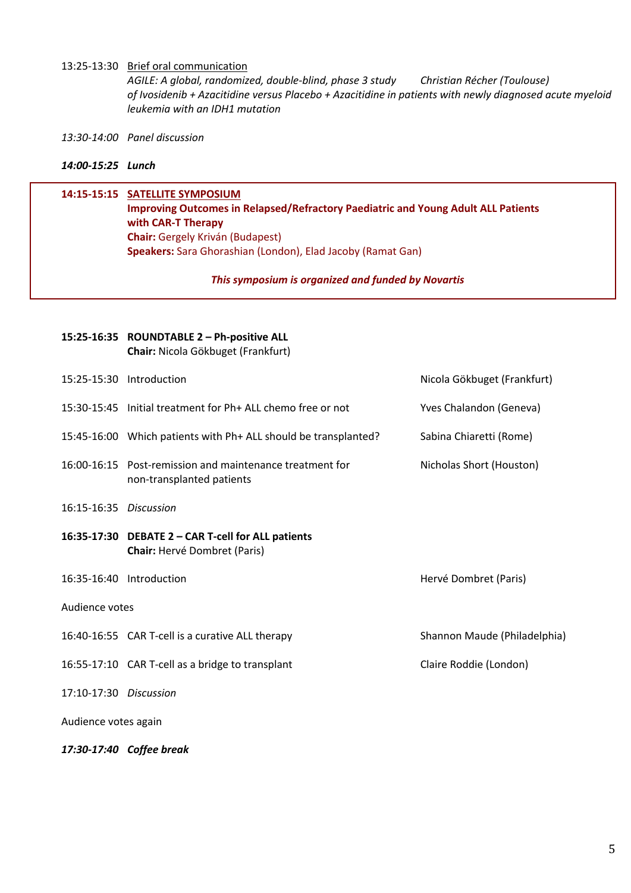13:25-13:30 <u>Brief oral communication</u>
*AGILE: A global, randomized, double-blind, phase 3 study of Ivosidenib + Azacitidine versus Placebo + Azacitidine in patients with newly diagnosed acute myeloid leukemia with an IDH1 mutation* — *Christian Récher (Toulouse)*

*13:30-14:00 Panel discussion*

***14:00-15:25 Lunch***

**14:15-15:15 <u>SATELLITE SYMPOSIUM</u>**
**Improving Outcomes in Relapsed/Refractory Paediatric and Young Adult ALL Patients with CAR-T Therapy**
**Chair:** Gergely Kriván (Budapest)
**Speakers:** Sara Ghorashian (London), Elad Jacoby (Ramat Gan)

***This symposium is organized and funded by Novartis***

**15:25-16:35 ROUNDTABLE 2 – Ph-positive ALL**
**Chair:** Nicola Gökbuget (Frankfurt)

| Time | Session | Speaker |
|---|---|---|
| 15:25-15:30 | Introduction | Nicola Gökbuget (Frankfurt) |
| 15:30-15:45 | Initial treatment for Ph+ ALL chemo free or not | Yves Chalandon (Geneva) |
| 15:45-16:00 | Which patients with Ph+ ALL should be transplanted? | Sabina Chiaretti (Rome) |
| 16:00-16:15 | Post-remission and maintenance treatment for non-transplanted patients | Nicholas Short (Houston) |
| 16:15-16:35 | *Discussion* | |

**16:35-17:30 DEBATE 2 – CAR T-cell for ALL patients**
**Chair:** Hervé Dombret (Paris)

| Time | Session | Speaker |
|---|---|---|
| 16:35-16:40 | Introduction | Hervé Dombret (Paris) |
| | Audience votes | |
| 16:40-16:55 | CAR T-cell is a curative ALL therapy | Shannon Maude (Philadelphia) |
| 16:55-17:10 | CAR T-cell as a bridge to transplant | Claire Roddie (London) |
| 17:10-17:30 | *Discussion* | |
| | Audience votes again | |

***17:30-17:40 Coffee break***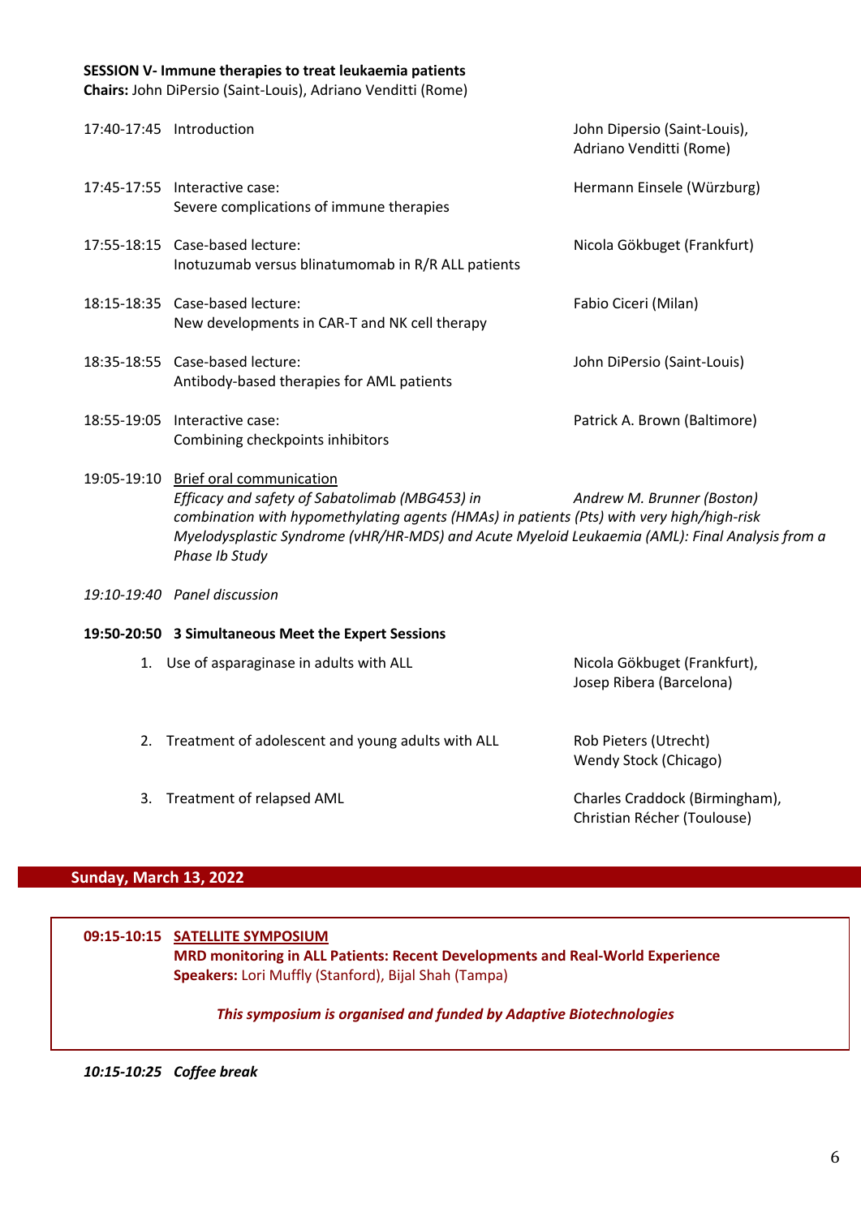**SESSION V- Immune therapies to treat leukaemia patients**
**Chairs:** John DiPersio (Saint-Louis), Adriano Venditti (Rome)

| | | |
|---|---|---|
| 17:40-17:45 | Introduction | John Dipersio (Saint-Louis), Adriano Venditti (Rome) |
| 17:45-17:55 | Interactive case: Severe complications of immune therapies | Hermann Einsele (Würzburg) |
| 17:55-18:15 | Case-based lecture: Inotuzumab versus blinatumomab in R/R ALL patients | Nicola Gökbuget (Frankfurt) |
| 18:15-18:35 | Case-based lecture: New developments in CAR-T and NK cell therapy | Fabio Ciceri (Milan) |
| 18:35-18:55 | Case-based lecture: Antibody-based therapies for AML patients | John DiPersio (Saint-Louis) |
| 18:55-19:05 | Interactive case: Combining checkpoints inhibitors | Patrick A. Brown (Baltimore) |

19:05-19:10 Brief oral communication
*Efficacy and safety of Sabatolimab (MBG453) in combination with hypomethylating agents (HMAs) in patients (Pts) with very high/high-risk Myelodysplastic Syndrome (vHR/HR-MDS) and Acute Myeloid Leukaemia (AML): Final Analysis from a Phase Ib Study* — *Andrew M. Brunner (Boston)*

*19:10-19:40 Panel discussion*

**19:50-20:50 3 Simultaneous Meet the Expert Sessions**

1. Use of asparaginase in adults with ALL — Nicola Gökbuget (Frankfurt), Josep Ribera (Barcelona)
2. Treatment of adolescent and young adults with ALL — Rob Pieters (Utrecht), Wendy Stock (Chicago)
3. Treatment of relapsed AML — Charles Craddock (Birmingham), Christian Récher (Toulouse)

## Sunday, March 13, 2022

**09:15-10:15 SATELLITE SYMPOSIUM**
**MRD monitoring in ALL Patients: Recent Developments and Real-World Experience**
**Speakers:** Lori Muffly (Stanford), Bijal Shah (Tampa)

***This symposium is organised and funded by Adaptive Biotechnologies***

***10:15-10:25 Coffee break***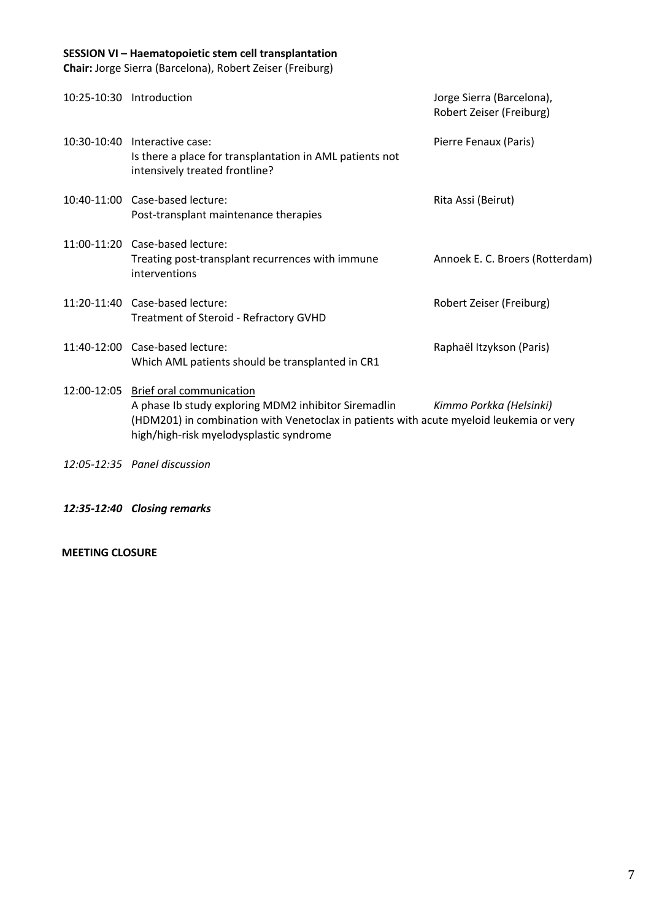**SESSION VI – Haematopoietic stem cell transplantation**
**Chair:** Jorge Sierra (Barcelona), Robert Zeiser (Freiburg)

| | | |
|---|---|---|
| 10:25-10:30 | Introduction | Jorge Sierra (Barcelona), Robert Zeiser (Freiburg) |
| 10:30-10:40 | Interactive case: Is there a place for transplantation in AML patients not intensively treated frontline? | Pierre Fenaux (Paris) |
| 10:40-11:00 | Case-based lecture: Post-transplant maintenance therapies | Rita Assi (Beirut) |
| 11:00-11:20 | Case-based lecture: Treating post-transplant recurrences with immune interventions | Annoek E. C. Broers (Rotterdam) |
| 11:20-11:40 | Case-based lecture: Treatment of Steroid - Refractory GVHD | Robert Zeiser (Freiburg) |
| 11:40-12:00 | Case-based lecture: Which AML patients should be transplanted in CR1 | Raphaël Itzykson (Paris) |
| 12:00-12:05 | <u>Brief oral communication</u> A phase Ib study exploring MDM2 inhibitor Siremadlin (HDM201) in combination with Venetoclax in patients with acute myeloid leukemia or very high/high-risk myelodysplastic syndrome | *Kimmo Porkka (Helsinki)* |
| *12:05-12:35* | *Panel discussion* | |
| ***12:35-12:40*** | ***Closing remarks*** | |

**MEETING CLOSURE**